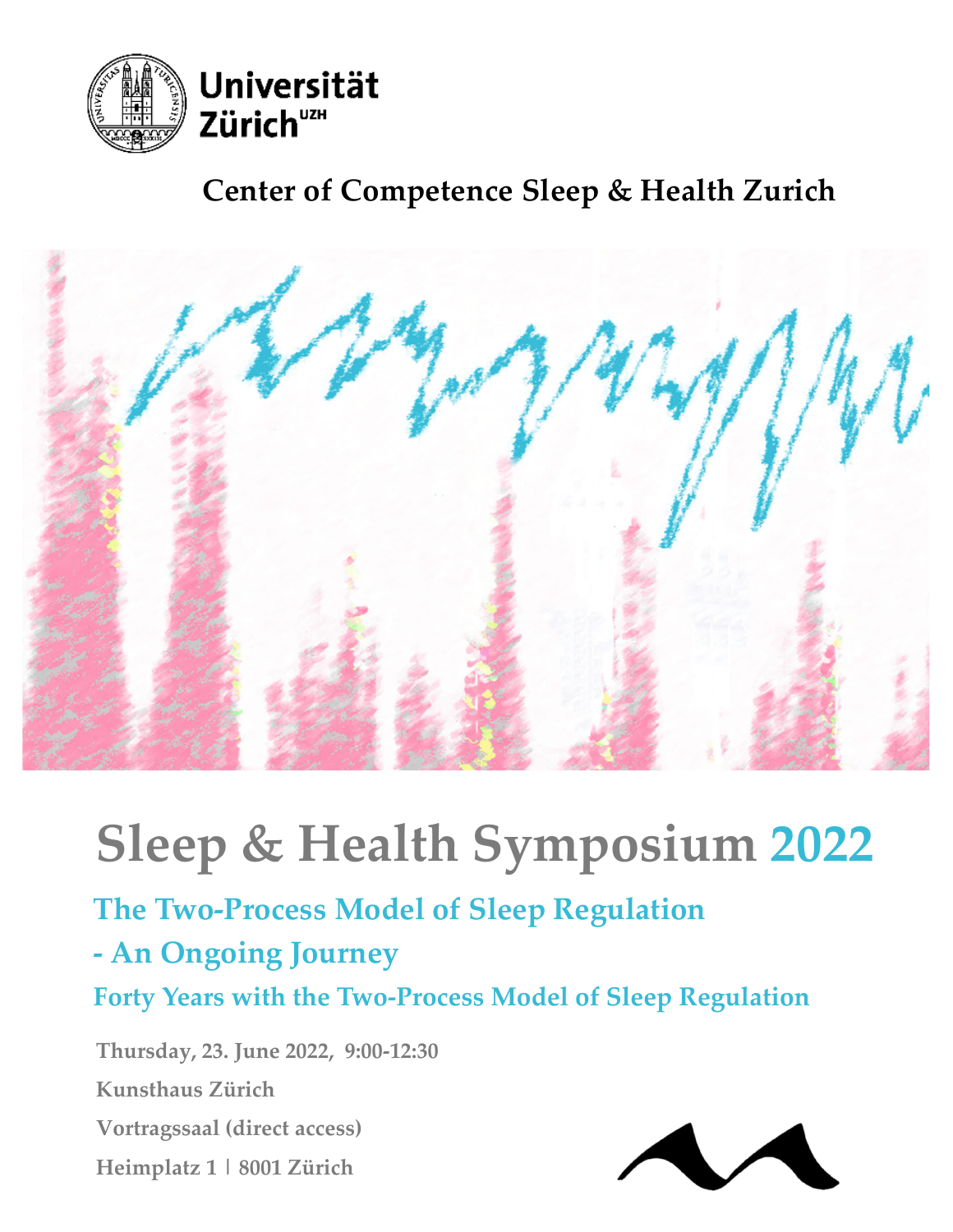Universität Zürich[UZH]

## Center of Competence Sleep & Health Zurich

# Sleep & Health Symposium 2022

## The Two-Process Model of Sleep Regulation - An Ongoing Journey

### Forty Years with the Two-Process Model of Sleep Regulation

**Thursday, 23. June 2022, 9:00-12:30**

**Kunsthaus Zürich**

**Vortragssaal (direct access)**

**Heimplatz 1 | 8001 Zürich**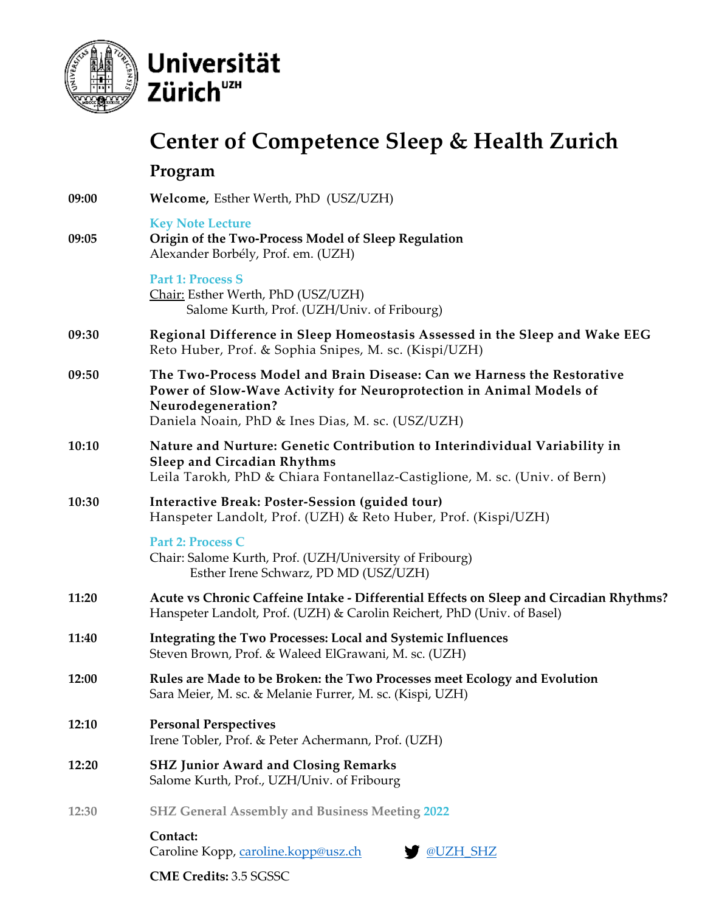Universität Zürich[UZH]

# Center of Competence Sleep & Health Zurich

## Program

**09:00** **Welcome,** Esther Werth, PhD (USZ/UZH)

### Key Note Lecture

**09:05** **Origin of the Two-Process Model of Sleep Regulation**
Alexander Borbély, Prof. em. (UZH)

### Part 1: Process S

Chair: Esther Werth, PhD (USZ/UZH)
Salome Kurth, Prof. (UZH/Univ. of Fribourg)

**09:30** **Regional Difference in Sleep Homeostasis Assessed in the Sleep and Wake EEG**
Reto Huber, Prof. & Sophia Snipes, M. sc. (Kispi/UZH)

**09:50** **The Two-Process Model and Brain Disease: Can we Harness the Restorative Power of Slow-Wave Activity for Neuroprotection in Animal Models of Neurodegeneration?**
Daniela Noain, PhD & Ines Dias, M. sc. (USZ/UZH)

**10:10** **Nature and Nurture: Genetic Contribution to Interindividual Variability in Sleep and Circadian Rhythms**
Leila Tarokh, PhD & Chiara Fontanellaz-Castiglione, M. sc. (Univ. of Bern)

**10:30** **Interactive Break: Poster-Session (guided tour)**
Hanspeter Landolt, Prof. (UZH) & Reto Huber, Prof. (Kispi/UZH)

### Part 2: Process C

Chair: Salome Kurth, Prof. (UZH/University of Fribourg)
Esther Irene Schwarz, PD MD (USZ/UZH)

**11:20** **Acute vs Chronic Caffeine Intake - Differential Effects on Sleep and Circadian Rhythms?**
Hanspeter Landolt, Prof. (UZH) & Carolin Reichert, PhD (Univ. of Basel)

**11:40** **Integrating the Two Processes: Local and Systemic Influences**
Steven Brown, Prof. & Waleed ElGrawani, M. sc. (UZH)

**12:00** **Rules are Made to be Broken: the Two Processes meet Ecology and Evolution**
Sara Meier, M. sc. & Melanie Furrer, M. sc. (Kispi, UZH)

**12:10** **Personal Perspectives**
Irene Tobler, Prof. & Peter Achermann, Prof. (UZH)

**12:20** **SHZ Junior Award and Closing Remarks**
Salome Kurth, Prof., UZH/Univ. of Fribourg

**12:30** **SHZ General Assembly and Business Meeting 2022**

**Contact:**
Caroline Kopp, caroline.kopp@usz.ch @UZH_SHZ

**CME Credits:** 3.5 SGSSC